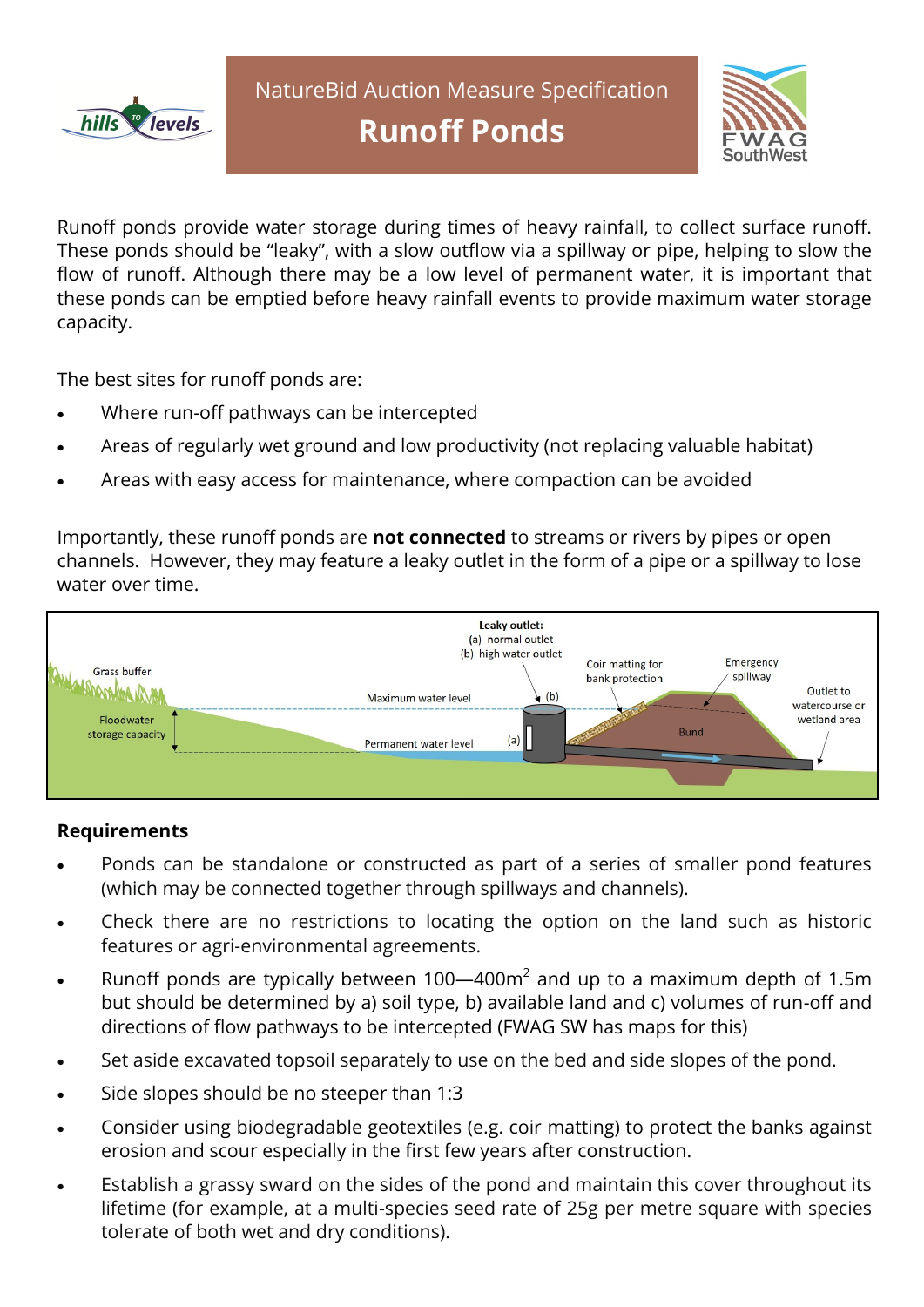NatureBid Auction Measure Specification

# Runoff Ponds

Runoff ponds provide water storage during times of heavy rainfall, to collect surface runoff. These ponds should be "leaky", with a slow outflow via a spillway or pipe, helping to slow the flow of runoff. Although there may be a low level of permanent water, it is important that these ponds can be emptied before heavy rainfall events to provide maximum water storage capacity.

The best sites for runoff ponds are:

- Where run-off pathways can be intercepted
- Areas of regularly wet ground and low productivity (not replacing valuable habitat)
- Areas with easy access for maintenance, where compaction can be avoided

Importantly, these runoff ponds are **not connected** to streams or rivers by pipes or open channels. However, they may feature a leaky outlet in the form of a pipe or a spillway to lose water over time.

Leaky outlet:
(a) normal outlet
(b) high water outlet

Grass buffer; Floodwater storage capacity; Maximum water level; Permanent water level; Coir matting for bank protection; Emergency spillway; Bund; Outlet to watercourse or wetland area

## Requirements

- Ponds can be standalone or constructed as part of a series of smaller pond features (which may be connected together through spillways and channels).
- Check there are no restrictions to locating the option on the land such as historic features or agri-environmental agreements.
- Runoff ponds are typically between 100—400m$^2$ and up to a maximum depth of 1.5m but should be determined by a) soil type, b) available land and c) volumes of run-off and directions of flow pathways to be intercepted (FWAG SW has maps for this)
- Set aside excavated topsoil separately to use on the bed and side slopes of the pond.
- Side slopes should be no steeper than 1:3
- Consider using biodegradable geotextiles (e.g. coir matting) to protect the banks against erosion and scour especially in the first few years after construction.
- Establish a grassy sward on the sides of the pond and maintain this cover throughout its lifetime (for example, at a multi-species seed rate of 25g per metre square with species tolerate of both wet and dry conditions).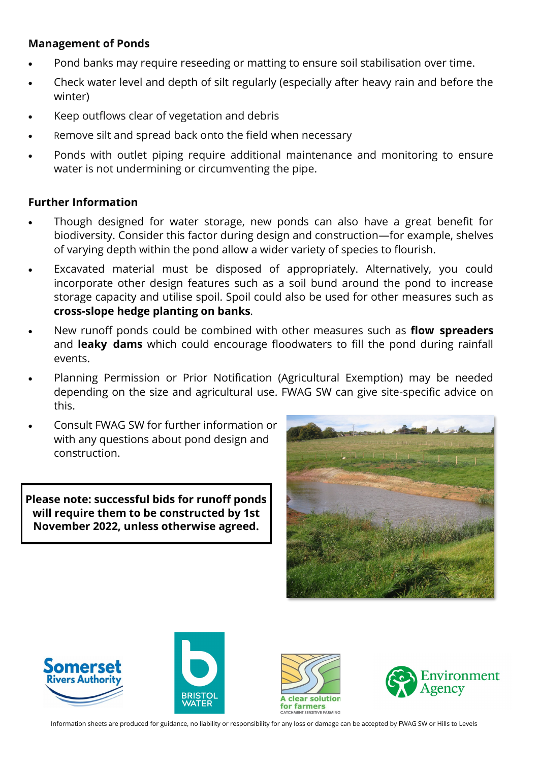## Management of Ponds

- Pond banks may require reseeding or matting to ensure soil stabilisation over time.
- Check water level and depth of silt regularly (especially after heavy rain and before the winter)
- Keep outflows clear of vegetation and debris
- Remove silt and spread back onto the field when necessary
- Ponds with outlet piping require additional maintenance and monitoring to ensure water is not undermining or circumventing the pipe.

## Further Information

- Though designed for water storage, new ponds can also have a great benefit for biodiversity. Consider this factor during design and construction—for example, shelves of varying depth within the pond allow a wider variety of species to flourish.
- Excavated material must be disposed of appropriately. Alternatively, you could incorporate other design features such as a soil bund around the pond to increase storage capacity and utilise spoil. Spoil could also be used for other measures such as **cross-slope hedge planting on banks**.
- New runoff ponds could be combined with other measures such as **flow spreaders** and **leaky dams** which could encourage floodwaters to fill the pond during rainfall events.
- Planning Permission or Prior Notification (Agricultural Exemption) may be needed depending on the size and agricultural use. FWAG SW can give site-specific advice on this.
- Consult FWAG SW for further information or with any questions about pond design and construction.

**Please note: successful bids for runoff ponds will require them to be constructed by 1st November 2022, unless otherwise agreed.**

Information sheets are produced for guidance, no liability or responsibility for any loss or damage can be accepted by FWAG SW or Hills to Levels